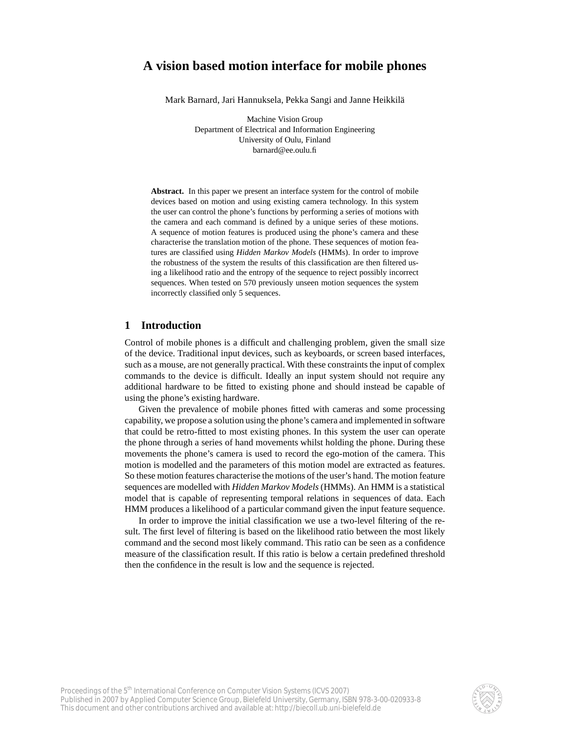# A vision based motion interface for mobile phones

Mark Barnard, Jari Hannuksela, Pekka Sangi and Janne Heikkilä

Machine Vision Group  
Department of Electrical and Information Engineering  
University of Oulu, Finland  
barnard@ee.oulu.fi

**Abstract.** In this paper we present an interface system for the control of mobile devices based on motion and using existing camera technology. In this system the user can control the phone's functions by performing a series of motions with the camera and each command is defined by a unique series of these motions. A sequence of motion features is produced using the phone's camera and these characterise the translation motion of the phone. These sequences of motion features are classified using *Hidden Markov Models* (HMMs). In order to improve the robustness of the system the results of this classification are then filtered using a likelihood ratio and the entropy of the sequence to reject possibly incorrect sequences. When tested on 570 previously unseen motion sequences the system incorrectly classified only 5 sequences.

## 1 Introduction

Control of mobile phones is a difficult and challenging problem, given the small size of the device. Traditional input devices, such as keyboards, or screen based interfaces, such as a mouse, are not generally practical. With these constraints the input of complex commands to the device is difficult. Ideally an input system should not require any additional hardware to be fitted to existing phone and should instead be capable of using the phone's existing hardware.

Given the prevalence of mobile phones fitted with cameras and some processing capability, we propose a solution using the phone's camera and implemented in software that could be retro-fitted to most existing phones. In this system the user can operate the phone through a series of hand movements whilst holding the phone. During these movements the phone's camera is used to record the ego-motion of the camera. This motion is modelled and the parameters of this motion model are extracted as features. So these motion features characterise the motions of the user's hand. The motion feature sequences are modelled with *Hidden Markov Models* (HMMs). An HMM is a statistical model that is capable of representing temporal relations in sequences of data. Each HMM produces a likelihood of a particular command given the input feature sequence.

In order to improve the initial classification we use a two-level filtering of the result. The first level of filtering is based on the likelihood ratio between the most likely command and the second most likely command. This ratio can be seen as a confidence measure of the classification result. If this ratio is below a certain predefined threshold then the confidence in the result is low and the sequence is rejected.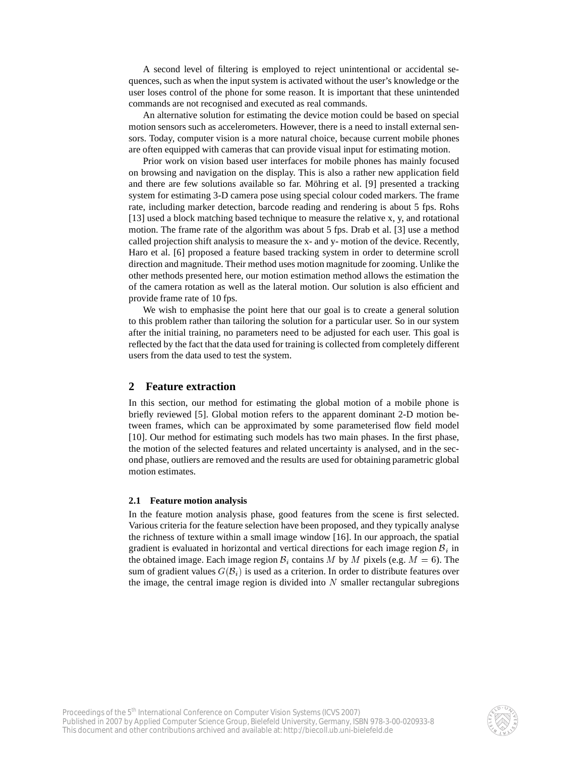A second level of filtering is employed to reject unintentional or accidental sequences, such as when the input system is activated without the user's knowledge or the user loses control of the phone for some reason. It is important that these unintended commands are not recognised and executed as real commands.

An alternative solution for estimating the device motion could be based on special motion sensors such as accelerometers. However, there is a need to install external sensors. Today, computer vision is a more natural choice, because current mobile phones are often equipped with cameras that can provide visual input for estimating motion.

Prior work on vision based user interfaces for mobile phones has mainly focused on browsing and navigation on the display. This is also a rather new application field and there are few solutions available so far. Möhring et al. [9] presented a tracking system for estimating 3-D camera pose using special colour coded markers. The frame rate, including marker detection, barcode reading and rendering is about 5 fps. Rohs [13] used a block matching based technique to measure the relative x, y, and rotational motion. The frame rate of the algorithm was about 5 fps. Drab et al. [3] use a method called projection shift analysis to measure the x- and y- motion of the device. Recently, Haro et al. [6] proposed a feature based tracking system in order to determine scroll direction and magnitude. Their method uses motion magnitude for zooming. Unlike the other methods presented here, our motion estimation method allows the estimation the of the camera rotation as well as the lateral motion. Our solution is also efficient and provide frame rate of 10 fps.

We wish to emphasise the point here that our goal is to create a general solution to this problem rather than tailoring the solution for a particular user. So in our system after the initial training, no parameters need to be adjusted for each user. This goal is reflected by the fact that the data used for training is collected from completely different users from the data used to test the system.

## 2 Feature extraction

In this section, our method for estimating the global motion of a mobile phone is briefly reviewed [5]. Global motion refers to the apparent dominant 2-D motion between frames, which can be approximated by some parameterised flow field model [10]. Our method for estimating such models has two main phases. In the first phase, the motion of the selected features and related uncertainty is analysed, and in the second phase, outliers are removed and the results are used for obtaining parametric global motion estimates.

### 2.1 Feature motion analysis

In the feature motion analysis phase, good features from the scene is first selected. Various criteria for the feature selection have been proposed, and they typically analyse the richness of texture within a small image window [16]. In our approach, the spatial gradient is evaluated in horizontal and vertical directions for each image region $\mathcal{B}_i$ in the obtained image. Each image region $\mathcal{B}_i$ contains $M$ by $M$ pixels (e.g. $M = 6$). The sum of gradient values $G(\mathcal{B}_i)$ is used as a criterion. In order to distribute features over the image, the central image region is divided into $N$ smaller rectangular subregions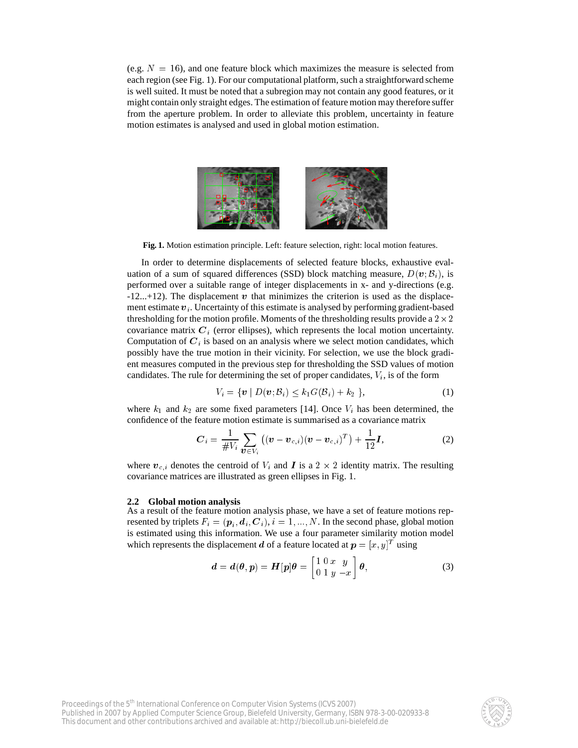(e.g. $N = 16$), and one feature block which maximizes the measure is selected from each region (see Fig. 1). For our computational platform, such a straightforward scheme is well suited. It must be noted that a subregion may not contain any good features, or it might contain only straight edges. The estimation of feature motion may therefore suffer from the aperture problem. In order to alleviate this problem, uncertainty in feature motion estimates is analysed and used in global motion estimation.

**Fig. 1.** Motion estimation principle. Left: feature selection, right: local motion features.

In order to determine displacements of selected feature blocks, exhaustive evaluation of a sum of squared differences (SSD) block matching measure, $D(\boldsymbol{v}; \mathcal{B}_i)$, is performed over a suitable range of integer displacements in x- and y-directions (e.g. -12...+12). The displacement $\boldsymbol{v}$ that minimizes the criterion is used as the displacement estimate $\boldsymbol{v}_i$. Uncertainty of this estimate is analysed by performing gradient-based thresholding for the motion profile. Moments of the thresholding results provide a $2 \times 2$ covariance matrix $\boldsymbol{C}_i$ (error ellipses), which represents the local motion uncertainty. Computation of $\boldsymbol{C}_i$ is based on an analysis where we select motion candidates, which possibly have the true motion in their vicinity. For selection, we use the block gradient measures computed in the previous step for thresholding the SSD values of motion candidates. The rule for determining the set of proper candidates, $V_i$, is of the form

$$V_i = \{\boldsymbol{v} \mid D(\boldsymbol{v}; \mathcal{B}_i) \leq k_1 G(\mathcal{B}_i) + k_2 \}, \tag{1}$$

where $k_1$ and $k_2$ are some fixed parameters [14]. Once $V_i$ has been determined, the confidence of the feature motion estimate is summarised as a covariance matrix

$$\boldsymbol{C}_i = \frac{1}{\#V_i} \sum_{\boldsymbol{v} \in V_i} \left( (\boldsymbol{v} - \boldsymbol{v}_{c,i})(\boldsymbol{v} - \boldsymbol{v}_{c,i})^T \right) + \frac{1}{12}\boldsymbol{I}, \tag{2}$$

where $\boldsymbol{v}_{c,i}$ denotes the centroid of $V_i$ and $\boldsymbol{I}$ is a $2 \times 2$ identity matrix. The resulting covariance matrices are illustrated as green ellipses in Fig. 1.

### 2.2 Global motion analysis

As a result of the feature motion analysis phase, we have a set of feature motions represented by triplets $F_i = (\boldsymbol{p}_i, \boldsymbol{d}_i, \boldsymbol{C}_i), i = 1, ..., N$. In the second phase, global motion is estimated using this information. We use a four parameter similarity motion model which represents the displacement $\boldsymbol{d}$ of a feature located at $\boldsymbol{p} = [x, y]^T$ using

$$\boldsymbol{d} = \boldsymbol{d}(\boldsymbol{\theta}, \boldsymbol{p}) = \boldsymbol{H}[\boldsymbol{p}]\boldsymbol{\theta} = \begin{bmatrix} 1 & 0 & x & y \\ 0 & 1 & y & -x \end{bmatrix} \boldsymbol{\theta}, \tag{3}$$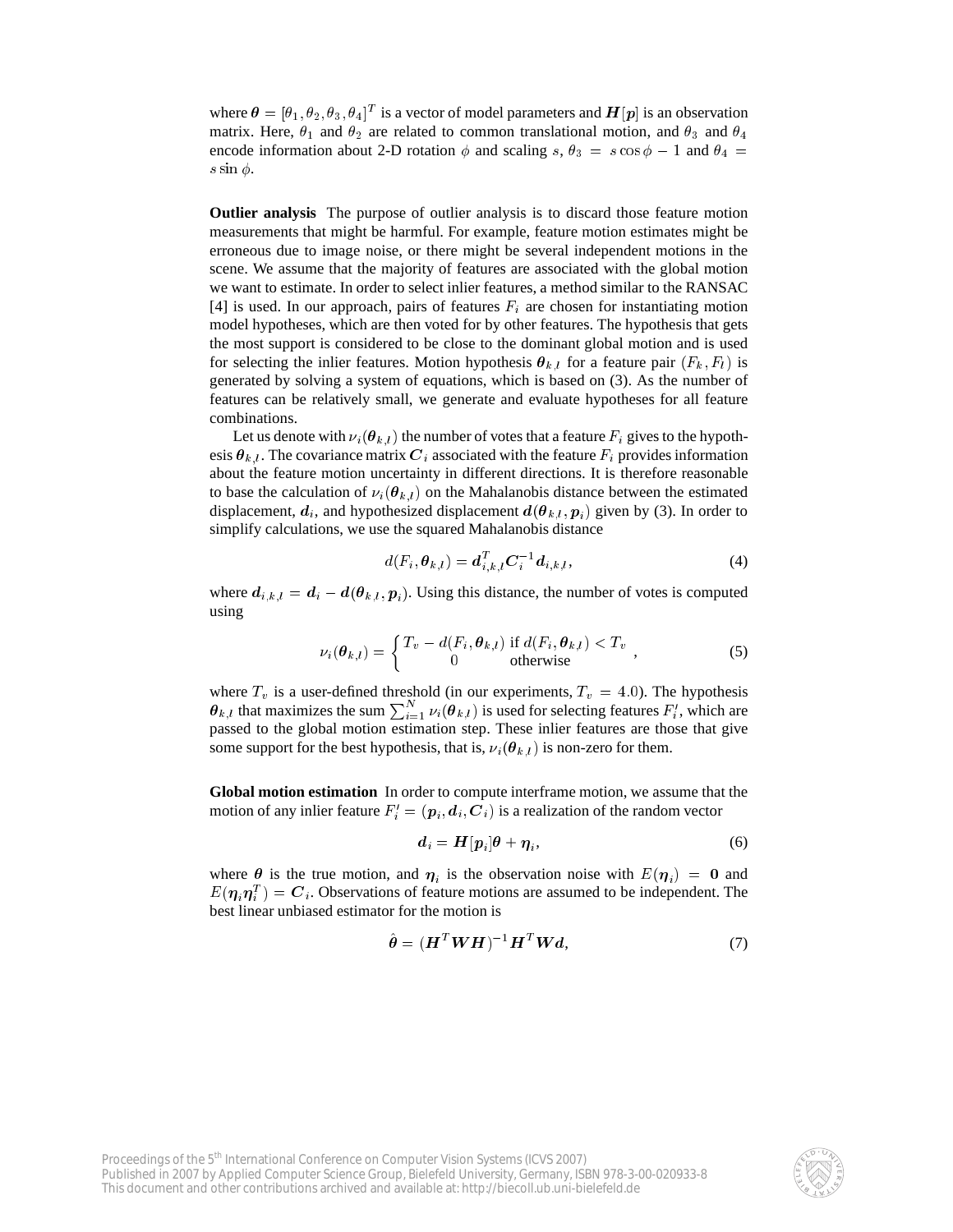where $\boldsymbol{\theta} = [\theta_1, \theta_2, \theta_3, \theta_4]^T$ is a vector of model parameters and $\boldsymbol{H}[\boldsymbol{p}]$ is an observation matrix. Here, $\theta_1$ and $\theta_2$ are related to common translational motion, and $\theta_3$ and $\theta_4$ encode information about 2-D rotation $\phi$ and scaling $s$, $\theta_3 = s\cos\phi - 1$ and $\theta_4 = s\sin\phi$.

**Outlier analysis** The purpose of outlier analysis is to discard those feature motion measurements that might be harmful. For example, feature motion estimates might be erroneous due to image noise, or there might be several independent motions in the scene. We assume that the majority of features are associated with the global motion we want to estimate. In order to select inlier features, a method similar to the RANSAC [4] is used. In our approach, pairs of features $F_i$ are chosen for instantiating motion model hypotheses, which are then voted for by other features. The hypothesis that gets the most support is considered to be close to the dominant global motion and is used for selecting the inlier features. Motion hypothesis $\boldsymbol{\theta}_{k,l}$ for a feature pair $(F_k, F_l)$ is generated by solving a system of equations, which is based on (3). As the number of features can be relatively small, we generate and evaluate hypotheses for all feature combinations.

Let us denote with $\nu_i(\boldsymbol{\theta}_{k,l})$ the number of votes that a feature $F_i$ gives to the hypothesis $\boldsymbol{\theta}_{k,l}$. The covariance matrix $\boldsymbol{C}_i$ associated with the feature $F_i$ provides information about the feature motion uncertainty in different directions. It is therefore reasonable to base the calculation of $\nu_i(\boldsymbol{\theta}_{k,l})$ on the Mahalanobis distance between the estimated displacement, $\boldsymbol{d}_i$, and hypothesized displacement $\boldsymbol{d}(\boldsymbol{\theta}_{k,l}, \boldsymbol{p}_i)$ given by (3). In order to simplify calculations, we use the squared Mahalanobis distance

$$d(F_i, \boldsymbol{\theta}_{k,l}) = \boldsymbol{d}_{i,k,l}^T \boldsymbol{C}_i^{-1} \boldsymbol{d}_{i,k,l}, \tag{4}$$

where $\boldsymbol{d}_{i,k,l} = \boldsymbol{d}_i - \boldsymbol{d}(\boldsymbol{\theta}_{k,l}, \boldsymbol{p}_i)$. Using this distance, the number of votes is computed using

$$\nu_i(\boldsymbol{\theta}_{k,l}) = \begin{cases} T_v - d(F_i, \boldsymbol{\theta}_{k,l}) & \text{if } d(F_i, \boldsymbol{\theta}_{k,l}) < T_v \\ 0 & \text{otherwise} \end{cases}, \tag{5}$$

where $T_v$ is a user-defined threshold (in our experiments, $T_v = 4.0$). The hypothesis $\boldsymbol{\theta}_{k,l}$ that maximizes the sum $\sum_{i=1}^{N} \nu_i(\boldsymbol{\theta}_{k,l})$ is used for selecting features $F_i'$, which are passed to the global motion estimation step. These inlier features are those that give some support for the best hypothesis, that is, $\nu_i(\boldsymbol{\theta}_{k,l})$ is non-zero for them.

**Global motion estimation** In order to compute interframe motion, we assume that the motion of any inlier feature $F_i' = (\boldsymbol{p}_i, \boldsymbol{d}_i, \boldsymbol{C}_i)$ is a realization of the random vector

$$\boldsymbol{d}_i = \boldsymbol{H}[\boldsymbol{p}_i]\boldsymbol{\theta} + \boldsymbol{\eta}_i, \tag{6}$$

where $\boldsymbol{\theta}$ is the true motion, and $\boldsymbol{\eta}_i$ is the observation noise with $E(\boldsymbol{\eta}_i) = \boldsymbol{0}$ and $E(\boldsymbol{\eta}_i\boldsymbol{\eta}_i^T) = \boldsymbol{C}_i$. Observations of feature motions are assumed to be independent. The best linear unbiased estimator for the motion is

$$\hat{\boldsymbol{\theta}} = (\boldsymbol{H}^T\boldsymbol{W}\boldsymbol{H})^{-1}\boldsymbol{H}^T\boldsymbol{W}\boldsymbol{d}, \tag{7}$$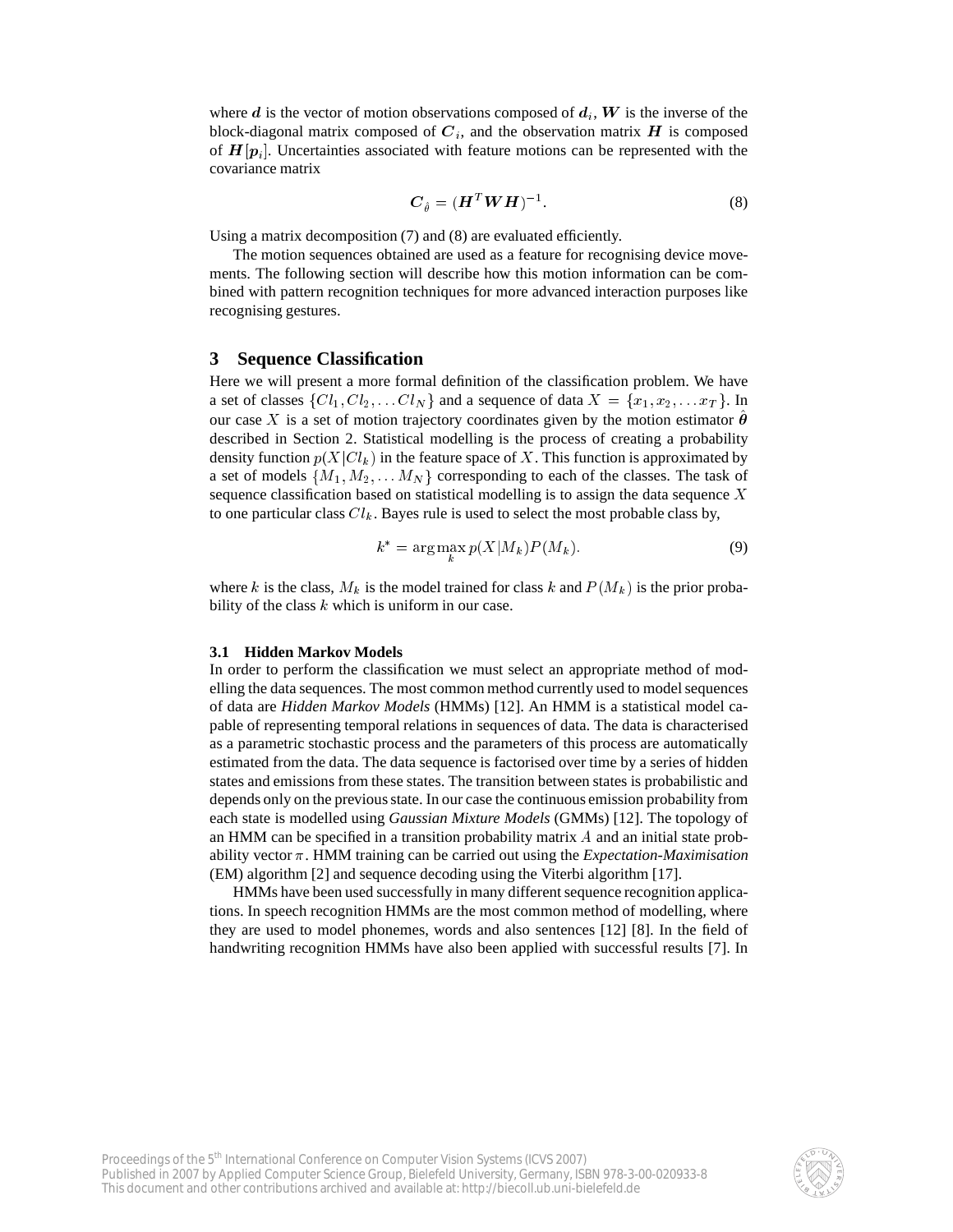where $\boldsymbol{d}$ is the vector of motion observations composed of $\boldsymbol{d}_i$, $\boldsymbol{W}$ is the inverse of the block-diagonal matrix composed of $\boldsymbol{C}_i$, and the observation matrix $\boldsymbol{H}$ is composed of $\boldsymbol{H}[\boldsymbol{p}_i]$. Uncertainties associated with feature motions can be represented with the covariance matrix

$$\boldsymbol{C}_{\hat{\theta}} = (\boldsymbol{H}^T \boldsymbol{W} \boldsymbol{H})^{-1}. \tag{8}$$

Using a matrix decomposition (7) and (8) are evaluated efficiently.

The motion sequences obtained are used as a feature for recognising device movements. The following section will describe how this motion information can be combined with pattern recognition techniques for more advanced interaction purposes like recognising gestures.

## 3 Sequence Classification

Here we will present a more formal definition of the classification problem. We have a set of classes $\{Cl_1, Cl_2, \ldots Cl_N\}$ and a sequence of data $X = \{x_1, x_2, \ldots x_T\}$. In our case $X$ is a set of motion trajectory coordinates given by the motion estimator $\hat{\boldsymbol{\theta}}$ described in Section 2. Statistical modelling is the process of creating a probability density function $p(X|Cl_k)$ in the feature space of $X$. This function is approximated by a set of models $\{M_1, M_2, \ldots M_N\}$ corresponding to each of the classes. The task of sequence classification based on statistical modelling is to assign the data sequence $X$ to one particular class $Cl_k$. Bayes rule is used to select the most probable class by,

$$k^* = \arg\max_k p(X|M_k)P(M_k). \tag{9}$$

where $k$ is the class, $M_k$ is the model trained for class $k$ and $P(M_k)$ is the prior probability of the class $k$ which is uniform in our case.

### 3.1 Hidden Markov Models

In order to perform the classification we must select an appropriate method of modelling the data sequences. The most common method currently used to model sequences of data are *Hidden Markov Models* (HMMs) [12]. An HMM is a statistical model capable of representing temporal relations in sequences of data. The data is characterised as a parametric stochastic process and the parameters of this process are automatically estimated from the data. The data sequence is factorised over time by a series of hidden states and emissions from these states. The transition between states is probabilistic and depends only on the previous state. In our case the continuous emission probability from each state is modelled using *Gaussian Mixture Models* (GMMs) [12]. The topology of an HMM can be specified in a transition probability matrix $A$ and an initial state probability vector $\pi$. HMM training can be carried out using the *Expectation-Maximisation* (EM) algorithm [2] and sequence decoding using the Viterbi algorithm [17].

HMMs have been used successfully in many different sequence recognition applications. In speech recognition HMMs are the most common method of modelling, where they are used to model phonemes, words and also sentences [12] [8]. In the field of handwriting recognition HMMs have also been applied with successful results [7]. In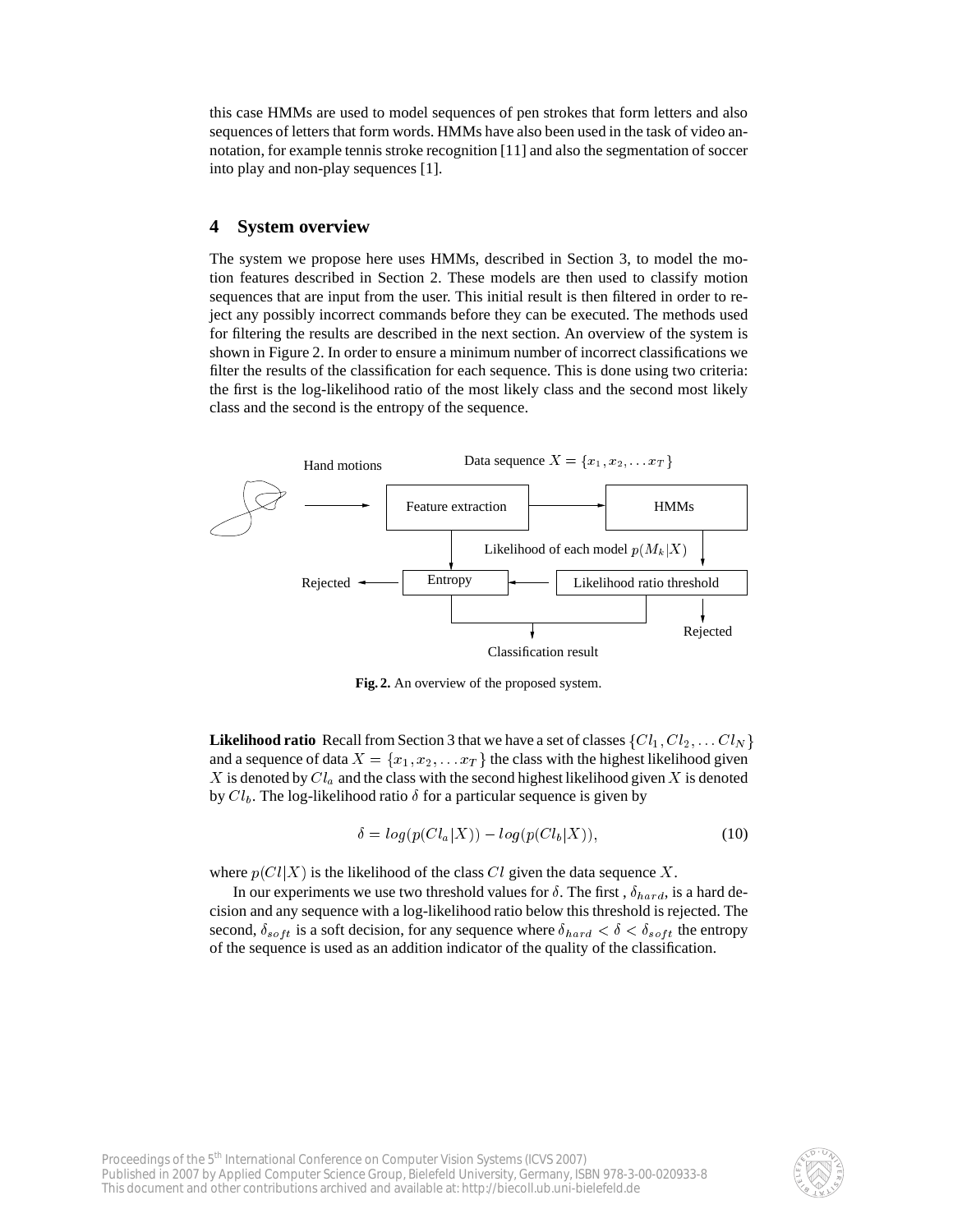this case HMMs are used to model sequences of pen strokes that form letters and also sequences of letters that form words. HMMs have also been used in the task of video annotation, for example tennis stroke recognition [11] and also the segmentation of soccer into play and non-play sequences [1].

## 4 System overview

The system we propose here uses HMMs, described in Section 3, to model the motion features described in Section 2. These models are then used to classify motion sequences that are input from the user. This initial result is then filtered in order to reject any possibly incorrect commands before they can be executed. The methods used for filtering the results are described in the next section. An overview of the system is shown in Figure 2. In order to ensure a minimum number of incorrect classifications we filter the results of the classification for each sequence. This is done using two criteria: the first is the log-likelihood ratio of the most likely class and the second most likely class and the second is the entropy of the sequence.

**Fig. 2.** An overview of the proposed system.

**Likelihood ratio** Recall from Section 3 that we have a set of classes $\{Cl_1, Cl_2, \ldots Cl_N\}$ and a sequence of data $X = \{x_1, x_2, \ldots x_T\}$ the class with the highest likelihood given $X$ is denoted by $Cl_a$ and the class with the second highest likelihood given $X$ is denoted by $Cl_b$. The log-likelihood ratio $\delta$ for a particular sequence is given by

$$\delta = log(p(Cl_a|X)) - log(p(Cl_b|X)), \tag{10}$$

where $p(Cl|X)$ is the likelihood of the class $Cl$ given the data sequence $X$.

In our experiments we use two threshold values for $\delta$. The first , $\delta_{hard}$, is a hard decision and any sequence with a log-likelihood ratio below this threshold is rejected. The second, $\delta_{soft}$ is a soft decision, for any sequence where $\delta_{hard} < \delta < \delta_{soft}$ the entropy of the sequence is used as an addition indicator of the quality of the classification.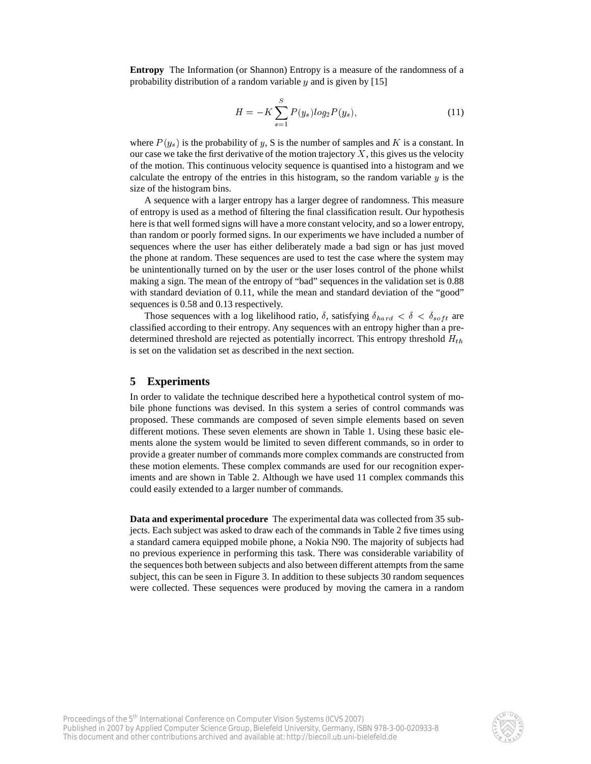**Entropy** The Information (or Shannon) Entropy is a measure of the randomness of a probability distribution of a random variable $y$ and is given by [15]

$$H = -K \sum_{s=1}^{S} P(y_s) log_2 P(y_s), \tag{11}$$

where $P(y_s)$ is the probability of $y$, S is the number of samples and $K$ is a constant. In our case we take the first derivative of the motion trajectory $X$, this gives us the velocity of the motion. This continuous velocity sequence is quantised into a histogram and we calculate the entropy of the entries in this histogram, so the random variable $y$ is the size of the histogram bins.

A sequence with a larger entropy has a larger degree of randomness. This measure of entropy is used as a method of filtering the final classification result. Our hypothesis here is that well formed signs will have a more constant velocity, and so a lower entropy, than random or poorly formed signs. In our experiments we have included a number of sequences where the user has either deliberately made a bad sign or has just moved the phone at random. These sequences are used to test the case where the system may be unintentionally turned on by the user or the user loses control of the phone whilst making a sign. The mean of the entropy of "bad" sequences in the validation set is 0.88 with standard deviation of 0.11, while the mean and standard deviation of the "good" sequences is 0.58 and 0.13 respectively.

Those sequences with a log likelihood ratio, $\delta$, satisfying $\delta_{hard} < \delta < \delta_{soft}$ are classified according to their entropy. Any sequences with an entropy higher than a predetermined threshold are rejected as potentially incorrect. This entropy threshold $H_{th}$ is set on the validation set as described in the next section.

## 5 Experiments

In order to validate the technique described here a hypothetical control system of mobile phone functions was devised. In this system a series of control commands was proposed. These commands are composed of seven simple elements based on seven different motions. These seven elements are shown in Table 1. Using these basic elements alone the system would be limited to seven different commands, so in order to provide a greater number of commands more complex commands are constructed from these motion elements. These complex commands are used for our recognition experiments and are shown in Table 2. Although we have used 11 complex commands this could easily extended to a larger number of commands.

**Data and experimental procedure** The experimental data was collected from 35 subjects. Each subject was asked to draw each of the commands in Table 2 five times using a standard camera equipped mobile phone, a Nokia N90. The majority of subjects had no previous experience in performing this task. There was considerable variability of the sequences both between subjects and also between different attempts from the same subject, this can be seen in Figure 3. In addition to these subjects 30 random sequences were collected. These sequences were produced by moving the camera in a random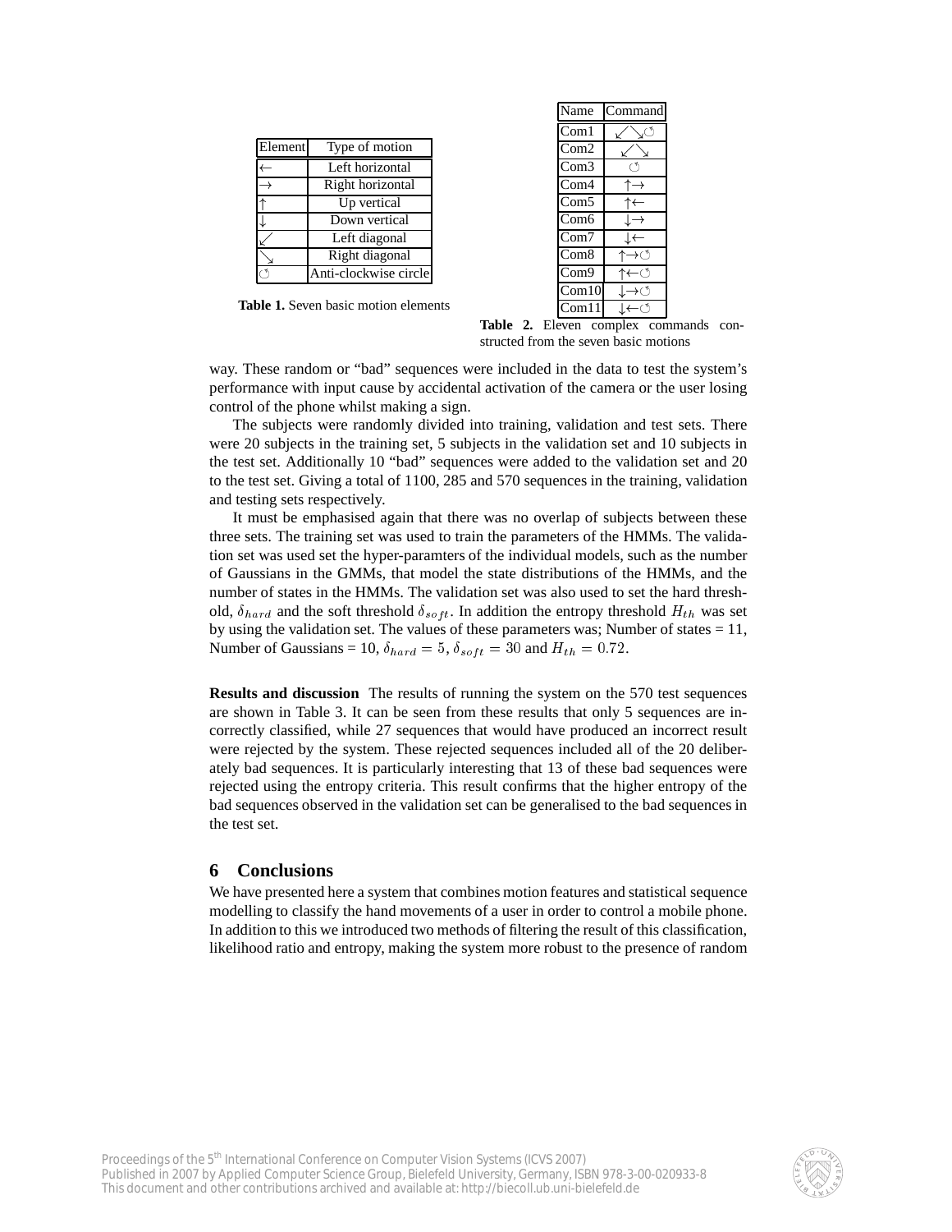| Element | Type of motion |
|---|---|
| ← | Left horizontal |
| → | Right horizontal |
| ↑ | Up vertical |
| ↓ | Down vertical |
| ↙ | Left diagonal |
| ↘ | Right diagonal |
| ↺ | Anti-clockwise circle |

**Table 1.** Seven basic motion elements

| Name | Command |
|---|---|
| Com1 | ↙↘↺ |
| Com2 | ↙↘ |
| Com3 | ↺ |
| Com4 | ↑→ |
| Com5 | ↑← |
| Com6 | ↓→ |
| Com7 | ↓← |
| Com8 | ↑→↺ |
| Com9 | ↑←↺ |
| Com10 | ↓→↺ |
| Com11 | ↓←↺ |

**Table 2.** Eleven complex commands constructed from the seven basic motions

way. These random or "bad" sequences were included in the data to test the system's performance with input cause by accidental activation of the camera or the user losing control of the phone whilst making a sign.

The subjects were randomly divided into training, validation and test sets. There were 20 subjects in the training set, 5 subjects in the validation set and 10 subjects in the test set. Additionally 10 "bad" sequences were added to the validation set and 20 to the test set. Giving a total of 1100, 285 and 570 sequences in the training, validation and testing sets respectively.

It must be emphasised again that there was no overlap of subjects between these three sets. The training set was used to train the parameters of the HMMs. The validation set was used set the hyper-paramters of the individual models, such as the number of Gaussians in the GMMs, that model the state distributions of the HMMs, and the number of states in the HMMs. The validation set was also used to set the hard threshold, $\delta_{hard}$ and the soft threshold $\delta_{soft}$. In addition the entropy threshold $H_{th}$ was set by using the validation set. The values of these parameters was; Number of states = 11, Number of Gaussians = 10, $\delta_{hard} = 5$, $\delta_{soft} = 30$ and $H_{th} = 0.72$.

**Results and discussion** The results of running the system on the 570 test sequences are shown in Table 3. It can be seen from these results that only 5 sequences are incorrectly classified, while 27 sequences that would have produced an incorrect result were rejected by the system. These rejected sequences included all of the 20 deliberately bad sequences. It is particularly interesting that 13 of these bad sequences were rejected using the entropy criteria. This result confirms that the higher entropy of the bad sequences observed in the validation set can be generalised to the bad sequences in the test set.

## 6 Conclusions

We have presented here a system that combines motion features and statistical sequence modelling to classify the hand movements of a user in order to control a mobile phone. In addition to this we introduced two methods of filtering the result of this classification, likelihood ratio and entropy, making the system more robust to the presence of random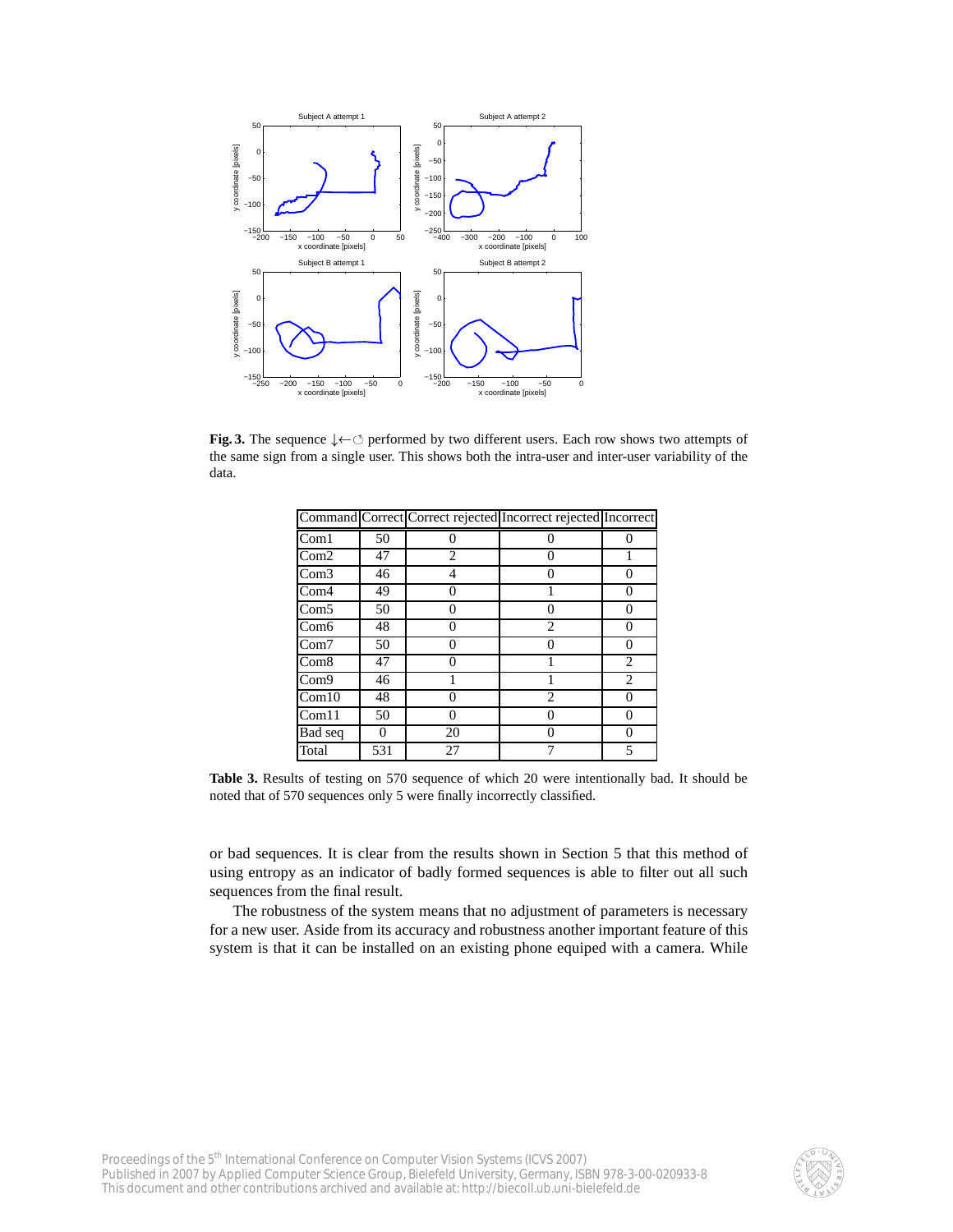**Fig. 3.** The sequence ↓←↻ performed by two different users. Each row shows two attempts of the same sign from a single user. This shows both the intra-user and inter-user variability of the data.

| Command | Correct | Correct rejected | Incorrect rejected | Incorrect |
|---|---|---|---|---|
| Com1 | 50 | 0 | 0 | 0 |
| Com2 | 47 | 2 | 0 | 1 |
| Com3 | 46 | 4 | 0 | 0 |
| Com4 | 49 | 0 | 1 | 0 |
| Com5 | 50 | 0 | 0 | 0 |
| Com6 | 48 | 0 | 2 | 0 |
| Com7 | 50 | 0 | 0 | 0 |
| Com8 | 47 | 0 | 1 | 2 |
| Com9 | 46 | 1 | 1 | 2 |
| Com10 | 48 | 0 | 2 | 0 |
| Com11 | 50 | 0 | 0 | 0 |
| Bad seq | 0 | 20 | 0 | 0 |
| Total | 531 | 27 | 7 | 5 |

**Table 3.** Results of testing on 570 sequence of which 20 were intentionally bad. It should be noted that of 570 sequences only 5 were finally incorrectly classified.

or bad sequences. It is clear from the results shown in Section 5 that this method of using entropy as an indicator of badly formed sequences is able to filter out all such sequences from the final result.

The robustness of the system means that no adjustment of parameters is necessary for a new user. Aside from its accuracy and robustness another important feature of this system is that it can be installed on an existing phone equiped with a camera. While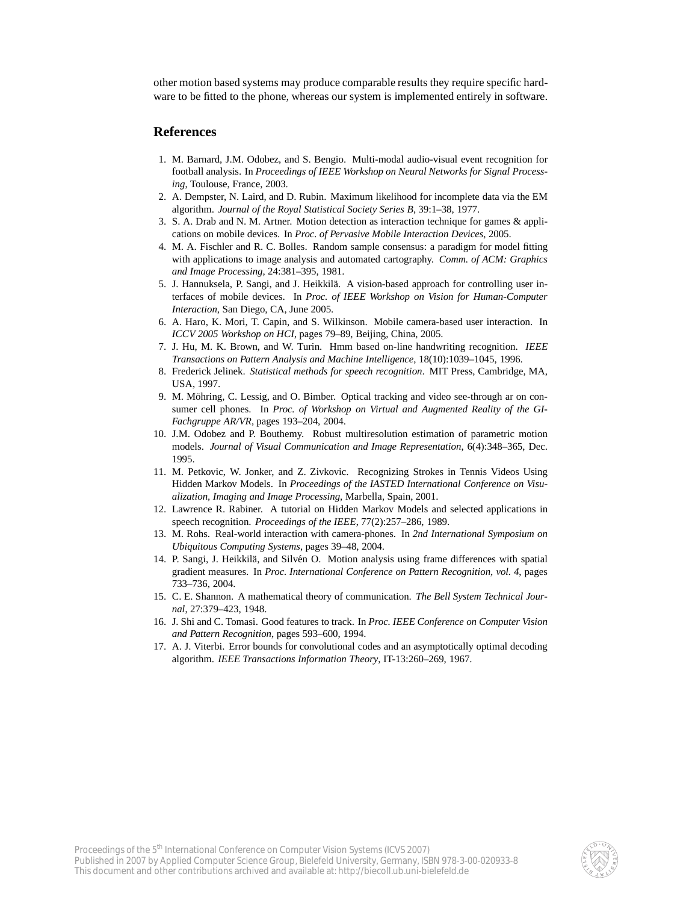other motion based systems may produce comparable results they require specific hardware to be fitted to the phone, whereas our system is implemented entirely in software.

## References

1. M. Barnard, J.M. Odobez, and S. Bengio. Multi-modal audio-visual event recognition for football analysis. In *Proceedings of IEEE Workshop on Neural Networks for Signal Processing*, Toulouse, France, 2003.
2. A. Dempster, N. Laird, and D. Rubin. Maximum likelihood for incomplete data via the EM algorithm. *Journal of the Royal Statistical Society Series B*, 39:1–38, 1977.
3. S. A. Drab and N. M. Artner. Motion detection as interaction technique for games & applications on mobile devices. In *Proc. of Pervasive Mobile Interaction Devices*, 2005.
4. M. A. Fischler and R. C. Bolles. Random sample consensus: a paradigm for model fitting with applications to image analysis and automated cartography. *Comm. of ACM: Graphics and Image Processing*, 24:381–395, 1981.
5. J. Hannuksela, P. Sangi, and J. Heikkilä. A vision-based approach for controlling user interfaces of mobile devices. In *Proc. of IEEE Workshop on Vision for Human-Computer Interaction*, San Diego, CA, June 2005.
6. A. Haro, K. Mori, T. Capin, and S. Wilkinson. Mobile camera-based user interaction. In *ICCV 2005 Workshop on HCI*, pages 79–89, Beijing, China, 2005.
7. J. Hu, M. K. Brown, and W. Turin. Hmm based on-line handwriting recognition. *IEEE Transactions on Pattern Analysis and Machine Intelligence*, 18(10):1039–1045, 1996.
8. Frederick Jelinek. *Statistical methods for speech recognition*. MIT Press, Cambridge, MA, USA, 1997.
9. M. Möhring, C. Lessig, and O. Bimber. Optical tracking and video see-through ar on consumer cell phones. In *Proc. of Workshop on Virtual and Augmented Reality of the GI-Fachgruppe AR/VR*, pages 193–204, 2004.
10. J.M. Odobez and P. Bouthemy. Robust multiresolution estimation of parametric motion models. *Journal of Visual Communication and Image Representation*, 6(4):348–365, Dec. 1995.
11. M. Petkovic, W. Jonker, and Z. Zivkovic. Recognizing Strokes in Tennis Videos Using Hidden Markov Models. In *Proceedings of the IASTED International Conference on Visualization, Imaging and Image Processing*, Marbella, Spain, 2001.
12. Lawrence R. Rabiner. A tutorial on Hidden Markov Models and selected applications in speech recognition. *Proceedings of the IEEE*, 77(2):257–286, 1989.
13. M. Rohs. Real-world interaction with camera-phones. In *2nd International Symposium on Ubiquitous Computing Systems*, pages 39–48, 2004.
14. P. Sangi, J. Heikkilä, and Silvén O. Motion analysis using frame differences with spatial gradient measures. In *Proc. International Conference on Pattern Recognition, vol. 4*, pages 733–736, 2004.
15. C. E. Shannon. A mathematical theory of communication. *The Bell System Technical Journal*, 27:379–423, 1948.
16. J. Shi and C. Tomasi. Good features to track. In *Proc. IEEE Conference on Computer Vision and Pattern Recognition*, pages 593–600, 1994.
17. A. J. Viterbi. Error bounds for convolutional codes and an asymptotically optimal decoding algorithm. *IEEE Transactions Information Theory*, IT-13:260–269, 1967.